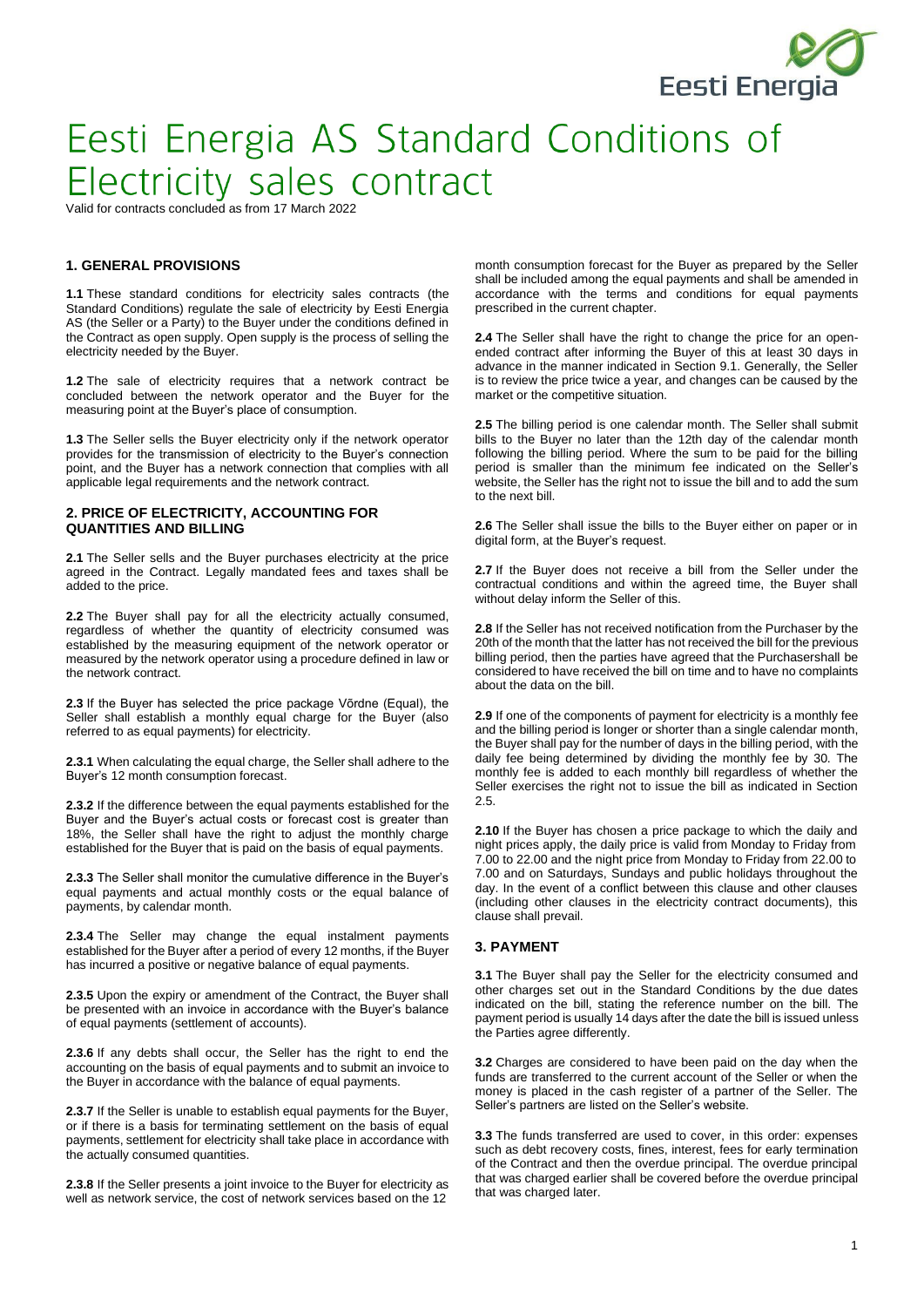# Eesti Energia AS Standard Conditions of Electricity sales contract

Valid for contracts concluded as from 17 March 2022

## 1. GENERAL PROVISIONS

**1.1** These standard conditions for electricity sales contracts (the Standard Conditions) regulate the sale of electricity by Eesti Energia AS (the Seller or a Party) to the Buyer under the conditions defined in the Contract as open supply. Open supply is the process of selling the electricity needed by the Buyer.

**1.2** The sale of electricity requires that a network contract be concluded between the network operator and the Buyer for the measuring point at the Buyer's place of consumption.

**1.3** The Seller sells the Buyer electricity only if the network operator provides for the transmission of electricity to the Buyer's connection point, and the Buyer has a network connection that complies with all applicable legal requirements and the network contract.

## 2. PRICE OF ELECTRICITY, ACCOUNTING FOR QUANTITIES AND BILLING

**2.1** The Seller sells and the Buyer purchases electricity at the price agreed in the Contract. Legally mandated fees and taxes shall be added to the price.

**2.2** The Buyer shall pay for all the electricity actually consumed, regardless of whether the quantity of electricity consumed was established by the measuring equipment of the network operator or measured by the network operator using a procedure defined in law or the network contract.

**2.3** If the Buyer has selected the price package Võrdne (Equal), the Seller shall establish a monthly equal charge for the Buyer (also referred to as equal payments) for electricity.

**2.3.1** When calculating the equal charge, the Seller shall adhere to the Buyer's 12 month consumption forecast.

**2.3.2** If the difference between the equal payments established for the Buyer and the Buyer's actual costs or forecast cost is greater than 18%, the Seller shall have the right to adjust the monthly charge established for the Buyer that is paid on the basis of equal payments.

**2.3.3** The Seller shall monitor the cumulative difference in the Buyer's equal payments and actual monthly costs or the equal balance of payments, by calendar month.

**2.3.4** The Seller may change the equal instalment payments established for the Buyer after a period of every 12 months, if the Buyer has incurred a positive or negative balance of equal payments.

**2.3.5** Upon the expiry or amendment of the Contract, the Buyer shall be presented with an invoice in accordance with the Buyer's balance of equal payments (settlement of accounts).

**2.3.6** If any debts shall occur, the Seller has the right to end the accounting on the basis of equal payments and to submit an invoice to the Buyer in accordance with the balance of equal payments.

**2.3.7** If the Seller is unable to establish equal payments for the Buyer, or if there is a basis for terminating settlement on the basis of equal payments, settlement for electricity shall take place in accordance with the actually consumed quantities.

**2.3.8** If the Seller presents a joint invoice to the Buyer for electricity as well as network service, the cost of network services based on the 12 month consumption forecast for the Buyer as prepared by the Seller shall be included among the equal payments and shall be amended in accordance with the terms and conditions for equal payments prescribed in the current chapter.

**2.4** The Seller shall have the right to change the price for an open-ended contract after informing the Buyer of this at least 30 days in advance in the manner indicated in Section 9.1. Generally, the Seller is to review the price twice a year, and changes can be caused by the market or the competitive situation.

**2.5** The billing period is one calendar month. The Seller shall submit bills to the Buyer no later than the 12th day of the calendar month following the billing period. Where the sum to be paid for the billing period is smaller than the minimum fee indicated on the Seller's website, the Seller has the right not to issue the bill and to add the sum to the next bill.

**2.6** The Seller shall issue the bills to the Buyer either on paper or in digital form, at the Buyer's request.

**2.7** If the Buyer does not receive a bill from the Seller under the contractual conditions and within the agreed time, the Buyer shall without delay inform the Seller of this.

**2.8** If the Seller has not received notification from the Purchaser by the 20th of the month that the latter has not received the bill for the previous billing period, then the parties have agreed that the Purchasershall be considered to have received the bill on time and to have no complaints about the data on the bill.

**2.9** If one of the components of payment for electricity is a monthly fee and the billing period is longer or shorter than a single calendar month, the Buyer shall pay for the number of days in the billing period, with the daily fee being determined by dividing the monthly fee by 30. The monthly fee is added to each monthly bill regardless of whether the Seller exercises the right not to issue the bill as indicated in Section 2.5.

**2.10** If the Buyer has chosen a price package to which the daily and night prices apply, the daily price is valid from Monday to Friday from 7.00 to 22.00 and the night price from Monday to Friday from 22.00 to 7.00 and on Saturdays, Sundays and public holidays throughout the day. In the event of a conflict between this clause and other clauses (including other clauses in the electricity contract documents), this clause shall prevail.

## 3. PAYMENT

**3.1** The Buyer shall pay the Seller for the electricity consumed and other charges set out in the Standard Conditions by the due dates indicated on the bill, stating the reference number on the bill. The payment period is usually 14 days after the date the bill is issued unless the Parties agree differently.

**3.2** Charges are considered to have been paid on the day when the funds are transferred to the current account of the Seller or when the money is placed in the cash register of a partner of the Seller. The Seller's partners are listed on the Seller's website.

**3.3** The funds transferred are used to cover, in this order: expenses such as debt recovery costs, fines, interest, fees for early termination of the Contract and then the overdue principal. The overdue principal that was charged earlier shall be covered before the overdue principal that was charged later.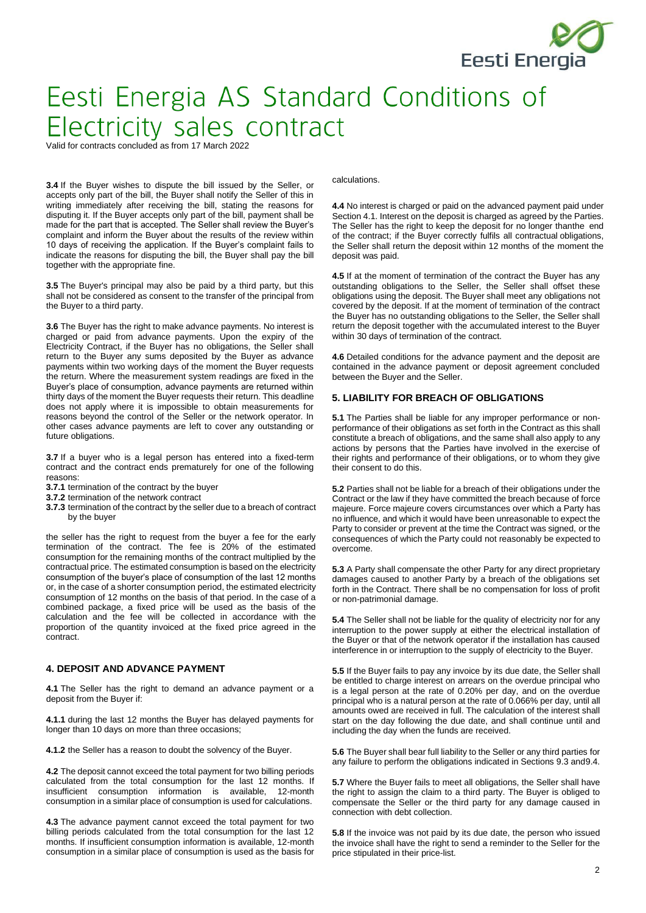# Eesti Energia AS Standard Conditions of Electricity sales contract

Valid for contracts concluded as from 17 March 2022

**3.4** If the Buyer wishes to dispute the bill issued by the Seller, or accepts only part of the bill, the Buyer shall notify the Seller of this in writing immediately after receiving the bill, stating the reasons for disputing it. If the Buyer accepts only part of the bill, payment shall be made for the part that is accepted. The Seller shall review the Buyer's complaint and inform the Buyer about the results of the review within 10 days of receiving the application. If the Buyer's complaint fails to indicate the reasons for disputing the bill, the Buyer shall pay the bill together with the appropriate fine.

**3.5** The Buyer's principal may also be paid by a third party, but this shall not be considered as consent to the transfer of the principal from the Buyer to a third party.

**3.6** The Buyer has the right to make advance payments. No interest is charged or paid from advance payments. Upon the expiry of the Electricity Contract, if the Buyer has no obligations, the Seller shall return to the Buyer any sums deposited by the Buyer as advance payments within two working days of the moment the Buyer requests the return. Where the measurement system readings are fixed in the Buyer's place of consumption, advance payments are returned within thirty days of the moment the Buyer requests their return. This deadline does not apply where it is impossible to obtain measurements for reasons beyond the control of the Seller or the network operator. In other cases advance payments are left to cover any outstanding or future obligations.

**3.7** If a buyer who is a legal person has entered into a fixed-term contract and the contract ends prematurely for one of the following reasons:

**3.7.1** termination of the contract by the buyer
**3.7.2** termination of the network contract
**3.7.3** termination of the contract by the seller due to a breach of contract by the buyer

the seller has the right to request from the buyer a fee for the early termination of the contract. The fee is 20% of the estimated consumption for the remaining months of the contract multiplied by the contractual price. The estimated consumption is based on the electricity consumption of the buyer's place of consumption of the last 12 months or, in the case of a shorter consumption period, the estimated electricity consumption of 12 months on the basis of that period. In the case of a combined package, a fixed price will be used as the basis of the calculation and the fee will be collected in accordance with the proportion of the quantity invoiced at the fixed price agreed in the contract.

## 4. DEPOSIT AND ADVANCE PAYMENT

**4.1** The Seller has the right to demand an advance payment or a deposit from the Buyer if:

**4.1.1** during the last 12 months the Buyer has delayed payments for longer than 10 days on more than three occasions;

**4.1.2** the Seller has a reason to doubt the solvency of the Buyer.

**4.2** The deposit cannot exceed the total payment for two billing periods calculated from the total consumption for the last 12 months. If insufficient consumption information is available, 12-month consumption in a similar place of consumption is used for calculations.

**4.3** The advance payment cannot exceed the total payment for two billing periods calculated from the total consumption for the last 12 months. If insufficient consumption information is available, 12-month consumption in a similar place of consumption is used as the basis for calculations.

**4.4** No interest is charged or paid on the advanced payment paid under Section 4.1. Interest on the deposit is charged as agreed by the Parties. The Seller has the right to keep the deposit for no longer thanthe end of the contract; if the Buyer correctly fulfils all contractual obligations, the Seller shall return the deposit within 12 months of the moment the deposit was paid.

**4.5** If at the moment of termination of the contract the Buyer has any outstanding obligations to the Seller, the Seller shall offset these obligations using the deposit. The Buyer shall meet any obligations not covered by the deposit. If at the moment of termination of the contract the Buyer has no outstanding obligations to the Seller, the Seller shall return the deposit together with the accumulated interest to the Buyer within 30 days of termination of the contract.

**4.6** Detailed conditions for the advance payment and the deposit are contained in the advance payment or deposit agreement concluded between the Buyer and the Seller.

## 5. LIABILITY FOR BREACH OF OBLIGATIONS

**5.1** The Parties shall be liable for any improper performance or non-performance of their obligations as set forth in the Contract as this shall constitute a breach of obligations, and the same shall also apply to any actions by persons that the Parties have involved in the exercise of their rights and performance of their obligations, or to whom they give their consent to do this.

**5.2** Parties shall not be liable for a breach of their obligations under the Contract or the law if they have committed the breach because of force majeure. Force majeure covers circumstances over which a Party has no influence, and which it would have been unreasonable to expect the Party to consider or prevent at the time the Contract was signed, or the consequences of which the Party could not reasonably be expected to overcome.

**5.3** A Party shall compensate the other Party for any direct proprietary damages caused to another Party by a breach of the obligations set forth in the Contract. There shall be no compensation for loss of profit or non-patrimonial damage.

**5.4** The Seller shall not be liable for the quality of electricity nor for any interruption to the power supply at either the electrical installation of the Buyer or that of the network operator if the installation has caused interference in or interruption to the supply of electricity to the Buyer.

**5.5** If the Buyer fails to pay any invoice by its due date, the Seller shall be entitled to charge interest on arrears on the overdue principal who is a legal person at the rate of 0.20% per day, and on the overdue principal who is a natural person at the rate of 0.066% per day, until all amounts owed are received in full. The calculation of the interest shall start on the day following the due date, and shall continue until and including the day when the funds are received.

**5.6** The Buyer shall bear full liability to the Seller or any third parties for any failure to perform the obligations indicated in Sections 9.3 and9.4.

**5.7** Where the Buyer fails to meet all obligations, the Seller shall have the right to assign the claim to a third party. The Buyer is obliged to compensate the Seller or the third party for any damage caused in connection with debt collection.

**5.8** If the invoice was not paid by its due date, the person who issued the invoice shall have the right to send a reminder to the Seller for the price stipulated in their price-list.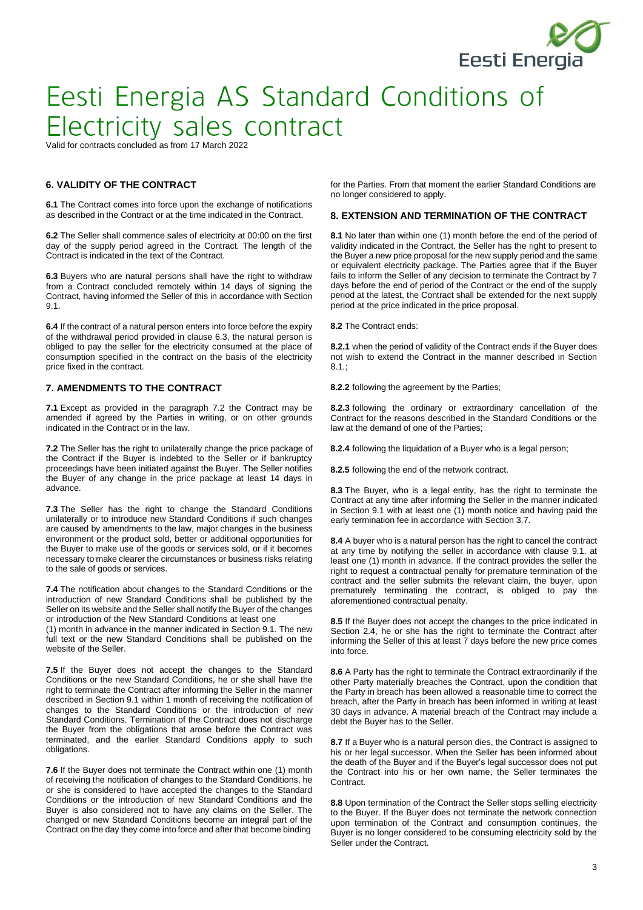# Eesti Energia AS Standard Conditions of Electricity sales contract

Valid for contracts concluded as from 17 March 2022

## 6. VALIDITY OF THE CONTRACT

**6.1** The Contract comes into force upon the exchange of notifications as described in the Contract or at the time indicated in the Contract.

**6.2** The Seller shall commence sales of electricity at 00:00 on the first day of the supply period agreed in the Contract. The length of the Contract is indicated in the text of the Contract.

**6.3** Buyers who are natural persons shall have the right to withdraw from a Contract concluded remotely within 14 days of signing the Contract, having informed the Seller of this in accordance with Section 9.1.

**6.4** If the contract of a natural person enters into force before the expiry of the withdrawal period provided in clause 6.3, the natural person is obliged to pay the seller for the electricity consumed at the place of consumption specified in the contract on the basis of the electricity price fixed in the contract.

## 7. AMENDMENTS TO THE CONTRACT

**7.1** Except as provided in the paragraph 7.2 the Contract may be amended if agreed by the Parties in writing, or on other grounds indicated in the Contract or in the law.

**7.2** The Seller has the right to unilaterally change the price package of the Contract if the Buyer is indebted to the Seller or if bankruptcy proceedings have been initiated against the Buyer. The Seller notifies the Buyer of any change in the price package at least 14 days in advance.

**7.3** The Seller has the right to change the Standard Conditions unilaterally or to introduce new Standard Conditions if such changes are caused by amendments to the law, major changes in the business environment or the product sold, better or additional opportunities for the Buyer to make use of the goods or services sold, or if it becomes necessary to make clearer the circumstances or business risks relating to the sale of goods or services.

**7.4** The notification about changes to the Standard Conditions or the introduction of new Standard Conditions shall be published by the Seller on its website and the Seller shall notify the Buyer of the changes or introduction of the New Standard Conditions at least one (1) month in advance in the manner indicated in Section 9.1. The new full text or the new Standard Conditions shall be published on the website of the Seller.

**7.5** If the Buyer does not accept the changes to the Standard Conditions or the new Standard Conditions, he or she shall have the right to terminate the Contract after informing the Seller in the manner described in Section 9.1 within 1 month of receiving the notification of changes to the Standard Conditions or the introduction of new Standard Conditions. Termination of the Contract does not discharge the Buyer from the obligations that arose before the Contract was terminated, and the earlier Standard Conditions apply to such obligations.

**7.6** If the Buyer does not terminate the Contract within one (1) month of receiving the notification of changes to the Standard Conditions, he or she is considered to have accepted the changes to the Standard Conditions or the introduction of new Standard Conditions and the Buyer is also considered not to have any claims on the Seller. The changed or new Standard Conditions become an integral part of the Contract on the day they come into force and after that become binding for the Parties. From that moment the earlier Standard Conditions are no longer considered to apply.

## 8. EXTENSION AND TERMINATION OF THE CONTRACT

**8.1** No later than within one (1) month before the end of the period of validity indicated in the Contract, the Seller has the right to present to the Buyer a new price proposal for the new supply period and the same or equivalent electricity package. The Parties agree that if the Buyer fails to inform the Seller of any decision to terminate the Contract by 7 days before the end of period of the Contract or the end of the supply period at the latest, the Contract shall be extended for the next supply period at the price indicated in the price proposal.

**8.2** The Contract ends:

**8.2.1** when the period of validity of the Contract ends if the Buyer does not wish to extend the Contract in the manner described in Section 8.1.;

**8.2.2** following the agreement by the Parties;

**8.2.3** following the ordinary or extraordinary cancellation of the Contract for the reasons described in the Standard Conditions or the law at the demand of one of the Parties;

**8.2.4** following the liquidation of a Buyer who is a legal person;

**8.2.5** following the end of the network contract.

**8.3** The Buyer, who is a legal entity, has the right to terminate the Contract at any time after informing the Seller in the manner indicated in Section 9.1 with at least one (1) month notice and having paid the early termination fee in accordance with Section 3.7.

**8.4** A buyer who is a natural person has the right to cancel the contract at any time by notifying the seller in accordance with clause 9.1. at least one (1) month in advance. If the contract provides the seller the right to request a contractual penalty for premature termination of the contract and the seller submits the relevant claim, the buyer, upon prematurely terminating the contract, is obliged to pay the aforementioned contractual penalty.

**8.5** If the Buyer does not accept the changes to the price indicated in Section 2.4, he or she has the right to terminate the Contract after informing the Seller of this at least 7 days before the new price comes into force.

**8.6** A Party has the right to terminate the Contract extraordinarily if the other Party materially breaches the Contract, upon the condition that the Party in breach has been allowed a reasonable time to correct the breach, after the Party in breach has been informed in writing at least 30 days in advance. A material breach of the Contract may include a debt the Buyer has to the Seller.

**8.7** If a Buyer who is a natural person dies, the Contract is assigned to his or her legal successor. When the Seller has been informed about the death of the Buyer and if the Buyer's legal successor does not put the Contract into his or her own name, the Seller terminates the Contract.

**8.8** Upon termination of the Contract the Seller stops selling electricity to the Buyer. If the Buyer does not terminate the network connection upon termination of the Contract and consumption continues, the Buyer is no longer considered to be consuming electricity sold by the Seller under the Contract.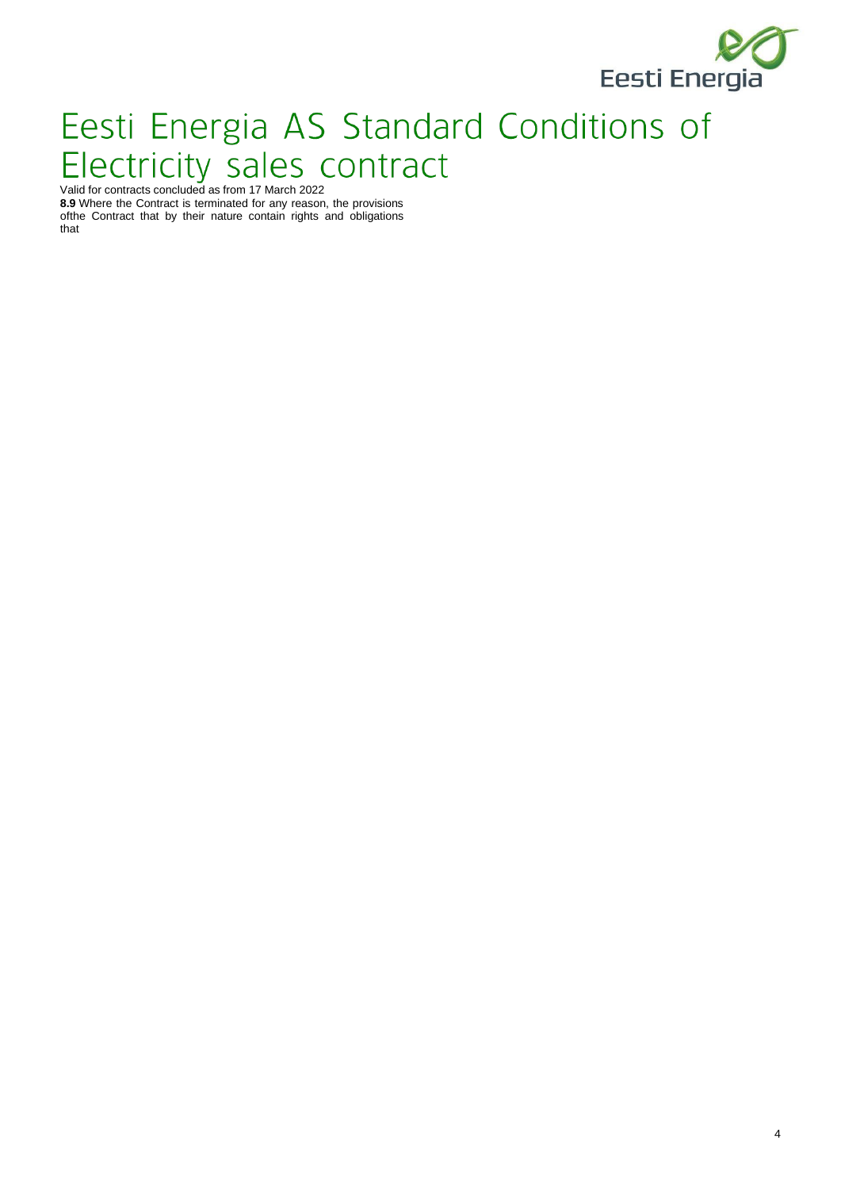# Eesti Energia AS Standard Conditions of Electricity sales contract

Valid for contracts concluded as from 17 March 2022

**8.9** Where the Contract is terminated for any reason, the provisions ofthe Contract that by their nature contain rights and obligations that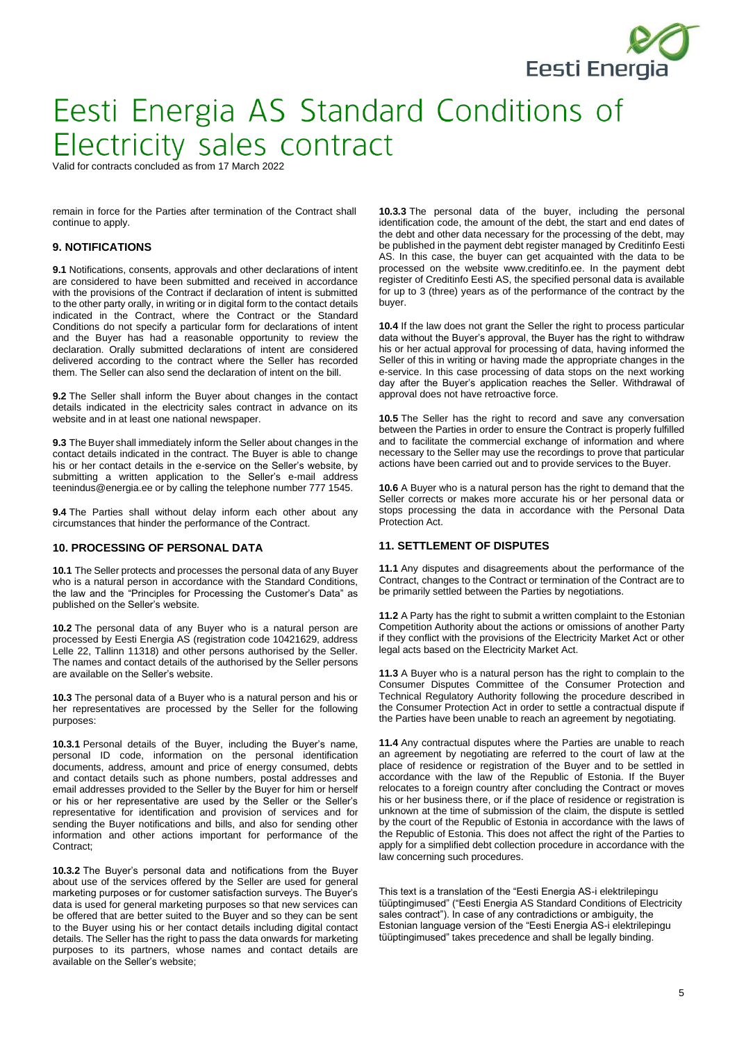remain in force for the Parties after termination of the Contract shall continue to apply.

## 9. NOTIFICATIONS

**9.1** Notifications, consents, approvals and other declarations of intent are considered to have been submitted and received in accordance with the provisions of the Contract if declaration of intent is submitted to the other party orally, in writing or in digital form to the contact details indicated in the Contract, where the Contract or the Standard Conditions do not specify a particular form for declarations of intent and the Buyer has had a reasonable opportunity to review the declaration. Orally submitted declarations of intent are considered delivered according to the contract where the Seller has recorded them. The Seller can also send the declaration of intent on the bill.

**9.2** The Seller shall inform the Buyer about changes in the contact details indicated in the electricity sales contract in advance on its website and in at least one national newspaper.

**9.3** The Buyer shall immediately inform the Seller about changes in the contact details indicated in the contract. The Buyer is able to change his or her contact details in the e-service on the Seller's website, by submitting a written application to the Seller's e-mail address teenindus@energia.ee or by calling the telephone number 777 1545.

**9.4** The Parties shall without delay inform each other about any circumstances that hinder the performance of the Contract.

## 10. PROCESSING OF PERSONAL DATA

**10.1** The Seller protects and processes the personal data of any Buyer who is a natural person in accordance with the Standard Conditions, the law and the "Principles for Processing the Customer's Data" as published on the Seller's website.

**10.2** The personal data of any Buyer who is a natural person are processed by Eesti Energia AS (registration code 10421629, address Lelle 22, Tallinn 11318) and other persons authorised by the Seller. The names and contact details of the authorised by the Seller persons are available on the Seller's website.

**10.3** The personal data of a Buyer who is a natural person and his or her representatives are processed by the Seller for the following purposes:

**10.3.1** Personal details of the Buyer, including the Buyer's name, personal ID code, information on the personal identification documents, address, amount and price of energy consumed, debts and contact details such as phone numbers, postal addresses and email addresses provided to the Seller by the Buyer for him or herself or his or her representative are used by the Seller or the Seller's representative for identification and provision of services and for sending the Buyer notifications and bills, and also for sending other information and other actions important for performance of the Contract;

**10.3.2** The Buyer's personal data and notifications from the Buyer about use of the services offered by the Seller are used for general marketing purposes or for customer satisfaction surveys. The Buyer's data is used for general marketing purposes so that new services can be offered that are better suited to the Buyer and so they can be sent to the Buyer using his or her contact details including digital contact details. The Seller has the right to pass the data onwards for marketing purposes to its partners, whose names and contact details are available on the Seller's website;

**10.3.3** The personal data of the buyer, including the personal identification code, the amount of the debt, the start and end dates of the debt and other data necessary for the processing of the debt, may be published in the payment debt register managed by Creditinfo Eesti AS. In this case, the buyer can get acquainted with the data to be processed on the website www.creditinfo.ee. In the payment debt register of Creditinfo Eesti AS, the specified personal data is available for up to 3 (three) years as of the performance of the contract by the buyer.

**10.4** If the law does not grant the Seller the right to process particular data without the Buyer's approval, the Buyer has the right to withdraw his or her actual approval for processing of data, having informed the Seller of this in writing or having made the appropriate changes in the e-service. In this case processing of data stops on the next working day after the Buyer's application reaches the Seller. Withdrawal of approval does not have retroactive force.

**10.5** The Seller has the right to record and save any conversation between the Parties in order to ensure the Contract is properly fulfilled and to facilitate the commercial exchange of information and where necessary to the Seller may use the recordings to prove that particular actions have been carried out and to provide services to the Buyer.

**10.6** A Buyer who is a natural person has the right to demand that the Seller corrects or makes more accurate his or her personal data or stops processing the data in accordance with the Personal Data Protection Act.

## 11. SETTLEMENT OF DISPUTES

**11.1** Any disputes and disagreements about the performance of the Contract, changes to the Contract or termination of the Contract are to be primarily settled between the Parties by negotiations.

**11.2** A Party has the right to submit a written complaint to the Estonian Competition Authority about the actions or omissions of another Party if they conflict with the provisions of the Electricity Market Act or other legal acts based on the Electricity Market Act.

**11.3** A Buyer who is a natural person has the right to complain to the Consumer Disputes Committee of the Consumer Protection and Technical Regulatory Authority following the procedure described in the Consumer Protection Act in order to settle a contractual dispute if the Parties have been unable to reach an agreement by negotiating.

**11.4** Any contractual disputes where the Parties are unable to reach an agreement by negotiating are referred to the court of law at the place of residence or registration of the Buyer and to be settled in accordance with the law of the Republic of Estonia. If the Buyer relocates to a foreign country after concluding the Contract or moves his or her business there, or if the place of residence or registration is unknown at the time of submission of the claim, the dispute is settled by the court of the Republic of Estonia in accordance with the laws of the Republic of Estonia. This does not affect the right of the Parties to apply for a simplified debt collection procedure in accordance with the law concerning such procedures.

This text is a translation of the "Eesti Energia AS-i elektrilepingu tüüptingimused" ("Eesti Energia AS Standard Conditions of Electricity sales contract"). In case of any contradictions or ambiguity, the Estonian language version of the "Eesti Energia AS-i elektrilepingu tüüptingimused" takes precedence and shall be legally binding.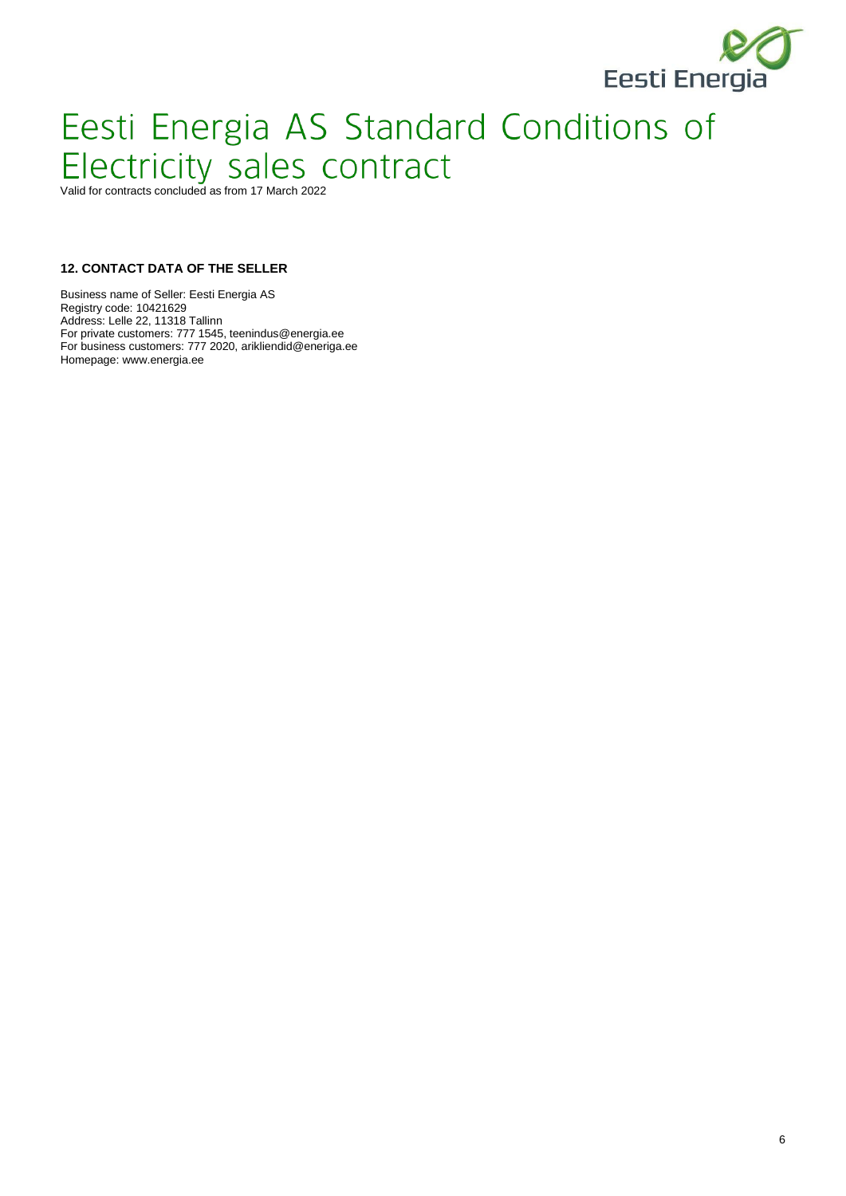# Eesti Energia AS Standard Conditions of Electricity sales contract

Valid for contracts concluded as from 17 March 2022

**12. CONTACT DATA OF THE SELLER**

Business name of Seller: Eesti Energia AS
Registry code: 10421629
Address: Lelle 22, 11318 Tallinn
For private customers: 777 1545, teenindus@energia.ee
For business customers: 777 2020, arikliendid@eneriga.ee
Homepage: www.energia.ee